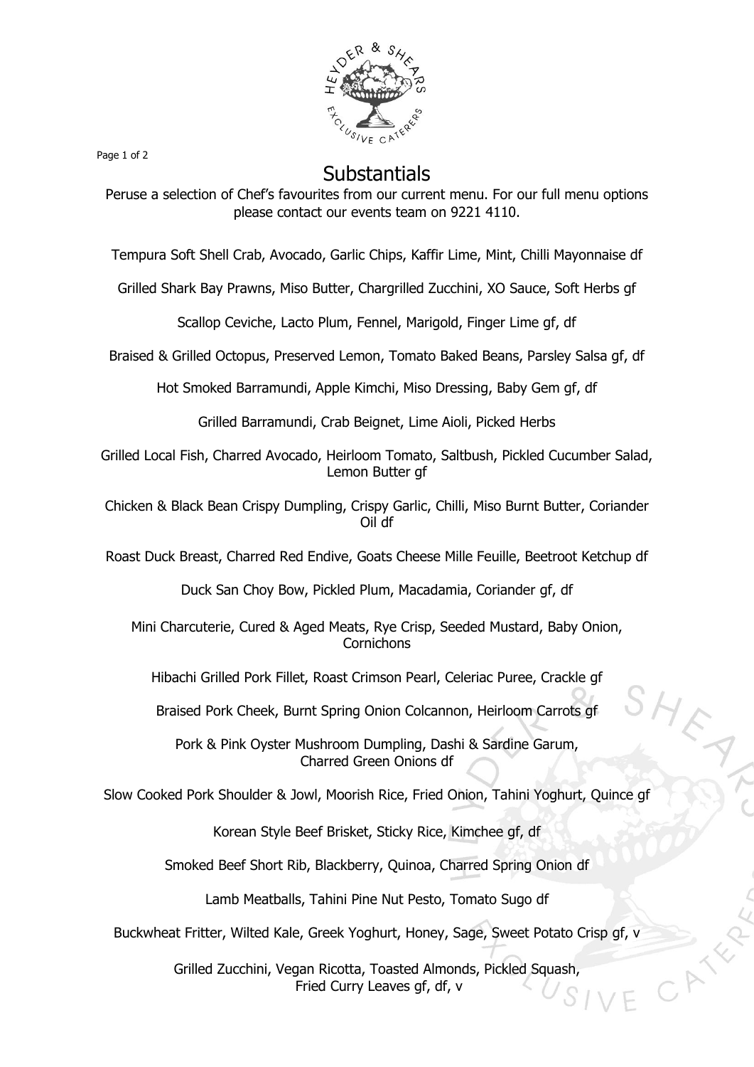# Substantials

Peruse a selection of Chef's favourites from our current menu. For our full menu options please contact our events team on 9221 4110.

Tempura Soft Shell Crab, Avocado, Garlic Chips, Kaffir Lime, Mint, Chilli Mayonnaise df

Grilled Shark Bay Prawns, Miso Butter, Chargrilled Zucchini, XO Sauce, Soft Herbs gf

Scallop Ceviche, Lacto Plum, Fennel, Marigold, Finger Lime gf, df

Braised & Grilled Octopus, Preserved Lemon, Tomato Baked Beans, Parsley Salsa gf, df

Hot Smoked Barramundi, Apple Kimchi, Miso Dressing, Baby Gem gf, df

Grilled Barramundi, Crab Beignet, Lime Aioli, Picked Herbs

Grilled Local Fish, Charred Avocado, Heirloom Tomato, Saltbush, Pickled Cucumber Salad, Lemon Butter gf

Chicken & Black Bean Crispy Dumpling, Crispy Garlic, Chilli, Miso Burnt Butter, Coriander Oil df

Roast Duck Breast, Charred Red Endive, Goats Cheese Mille Feuille, Beetroot Ketchup df

Duck San Choy Bow, Pickled Plum, Macadamia, Coriander gf, df

Mini Charcuterie, Cured & Aged Meats, Rye Crisp, Seeded Mustard, Baby Onion, Cornichons

Hibachi Grilled Pork Fillet, Roast Crimson Pearl, Celeriac Puree, Crackle gf

Braised Pork Cheek, Burnt Spring Onion Colcannon, Heirloom Carrots gf

Pork & Pink Oyster Mushroom Dumpling, Dashi & Sardine Garum, Charred Green Onions df

Slow Cooked Pork Shoulder & Jowl, Moorish Rice, Fried Onion, Tahini Yoghurt, Quince gf

Korean Style Beef Brisket, Sticky Rice, Kimchee gf, df

Smoked Beef Short Rib, Blackberry, Quinoa, Charred Spring Onion df

Lamb Meatballs, Tahini Pine Nut Pesto, Tomato Sugo df

Buckwheat Fritter, Wilted Kale, Greek Yoghurt, Honey, Sage, Sweet Potato Crisp gf, v

Grilled Zucchini, Vegan Ricotta, Toasted Almonds, Pickled Squash, Fried Curry Leaves gf, df, v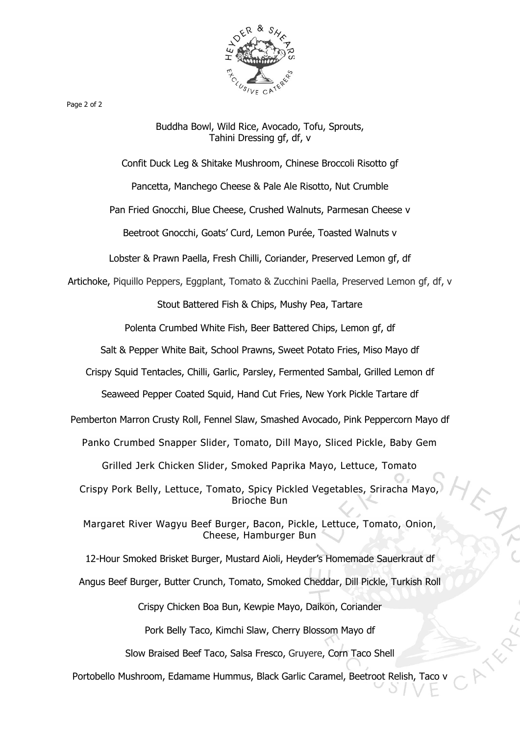Buddha Bowl, Wild Rice, Avocado, Tofu, Sprouts, Tahini Dressing gf, df, v

Confit Duck Leg & Shitake Mushroom, Chinese Broccoli Risotto gf

Pancetta, Manchego Cheese & Pale Ale Risotto, Nut Crumble

Pan Fried Gnocchi, Blue Cheese, Crushed Walnuts, Parmesan Cheese v

Beetroot Gnocchi, Goats' Curd, Lemon Purée, Toasted Walnuts v

Lobster & Prawn Paella, Fresh Chilli, Coriander, Preserved Lemon gf, df

Artichoke, Piquillo Peppers, Eggplant, Tomato & Zucchini Paella, Preserved Lemon gf, df, v

Stout Battered Fish & Chips, Mushy Pea, Tartare

Polenta Crumbed White Fish, Beer Battered Chips, Lemon gf, df

Salt & Pepper White Bait, School Prawns, Sweet Potato Fries, Miso Mayo df

Crispy Squid Tentacles, Chilli, Garlic, Parsley, Fermented Sambal, Grilled Lemon df

Seaweed Pepper Coated Squid, Hand Cut Fries, New York Pickle Tartare df

Pemberton Marron Crusty Roll, Fennel Slaw, Smashed Avocado, Pink Peppercorn Mayo df

Panko Crumbed Snapper Slider, Tomato, Dill Mayo, Sliced Pickle, Baby Gem

Grilled Jerk Chicken Slider, Smoked Paprika Mayo, Lettuce, Tomato

Crispy Pork Belly, Lettuce, Tomato, Spicy Pickled Vegetables, Sriracha Mayo, Brioche Bun

Margaret River Wagyu Beef Burger, Bacon, Pickle, Lettuce, Tomato, Onion, Cheese, Hamburger Bun

12-Hour Smoked Brisket Burger, Mustard Aioli, Heyder's Homemade Sauerkraut df

Angus Beef Burger, Butter Crunch, Tomato, Smoked Cheddar, Dill Pickle, Turkish Roll

Crispy Chicken Boa Bun, Kewpie Mayo, Daikon, Coriander

Pork Belly Taco, Kimchi Slaw, Cherry Blossom Mayo df

Slow Braised Beef Taco, Salsa Fresco, Gruyere, Corn Taco Shell

Portobello Mushroom, Edamame Hummus, Black Garlic Caramel, Beetroot Relish, Taco v